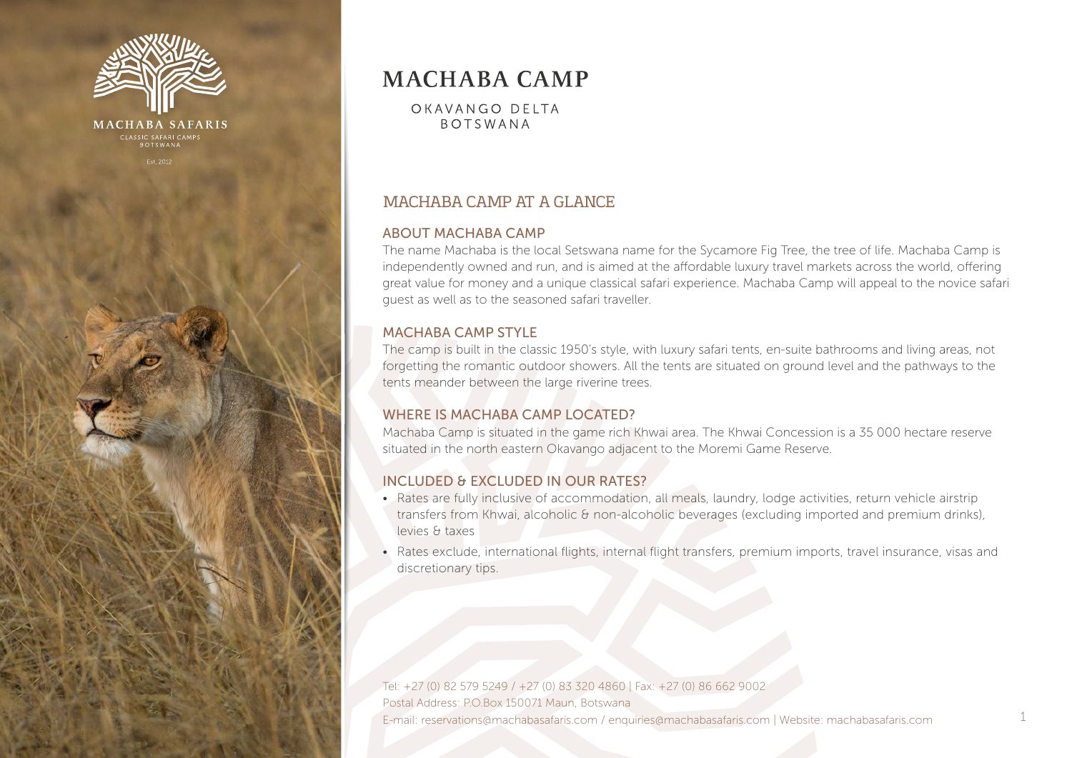MACHABA SAFARIS

CLASSIC SAFARI CAMPS
BOTSWANA

Est. 2012

# MACHABA CAMP

OKAVANGO DELTA
BOTSWANA

## MACHABA CAMP AT A GLANCE

### ABOUT MACHABA CAMP

The name Machaba is the local Setswana name for the Sycamore Fig Tree, the tree of life. Machaba Camp is independently owned and run, and is aimed at the affordable luxury travel markets across the world, offering great value for money and a unique classical safari experience. Machaba Camp will appeal to the novice safari guest as well as to the seasoned safari traveller.

### MACHABA CAMP STYLE

The camp is built in the classic 1950's style, with luxury safari tents, en-suite bathrooms and living areas, not forgetting the romantic outdoor showers. All the tents are situated on ground level and the pathways to the tents meander between the large riverine trees.

### WHERE IS MACHABA CAMP LOCATED?

Machaba Camp is situated in the game rich Khwai area. The Khwai Concession is a 35 000 hectare reserve situated in the north eastern Okavango adjacent to the Moremi Game Reserve.

### INCLUDED & EXCLUDED IN OUR RATES?

- Rates are fully inclusive of accommodation, all meals, laundry, lodge activities, return vehicle airstrip transfers from Khwai, alcoholic & non-alcoholic beverages (excluding imported and premium drinks), levies & taxes
- Rates exclude, international flights, internal flight transfers, premium imports, travel insurance, visas and discretionary tips.

Tel: +27 (0) 82 579 5249 / +27 (0) 83 320 4860 | Fax: +27 (0) 86 662 9002
Postal Address: P.O.Box 150071 Maun, Botswana
E-mail: reservations@machabasafaris.com / enquiries@machabasafaris.com | Website: machabasafaris.com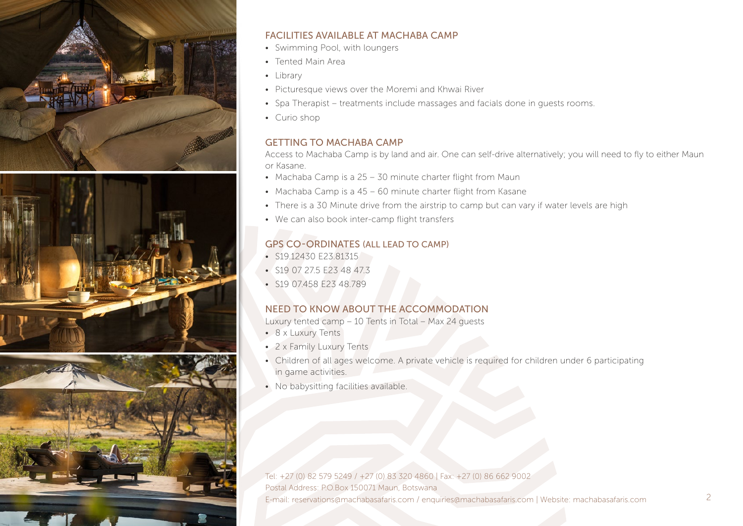## FACILITIES AVAILABLE AT MACHABA CAMP

- Swimming Pool, with loungers
- Tented Main Area
- Library
- Picturesque views over the Moremi and Khwai River
- Spa Therapist – treatments include massages and facials done in guests rooms.
- Curio shop

## GETTING TO MACHABA CAMP

Access to Machaba Camp is by land and air. One can self-drive alternatively; you will need to fly to either Maun or Kasane.

- Machaba Camp is a 25 – 30 minute charter flight from Maun
- Machaba Camp is a 45 – 60 minute charter flight from Kasane
- There is a 30 Minute drive from the airstrip to camp but can vary if water levels are high
- We can also book inter-camp flight transfers

## GPS CO-ORDINATES (ALL LEAD TO CAMP)

- S19.12430 E23.81315
- S19 07 27.5 E23 48 47.3
- S19 07.458 E23 48.789

## NEED TO KNOW ABOUT THE ACCOMMODATION

Luxury tented camp – 10 Tents in Total – Max 24 guests

- 8 x Luxury Tents
- 2 x Family Luxury Tents
- Children of all ages welcome. A private vehicle is required for children under 6 participating in game activities.
- No babysitting facilities available.

Tel: +27 (0) 82 579 5249 / +27 (0) 83 320 4860 | Fax: +27 (0) 86 662 9002
Postal Address: P.O.Box 150071 Maun, Botswana
E-mail: reservations@machabasafaris.com / enquiries@machabasafaris.com | Website: machabasafaris.com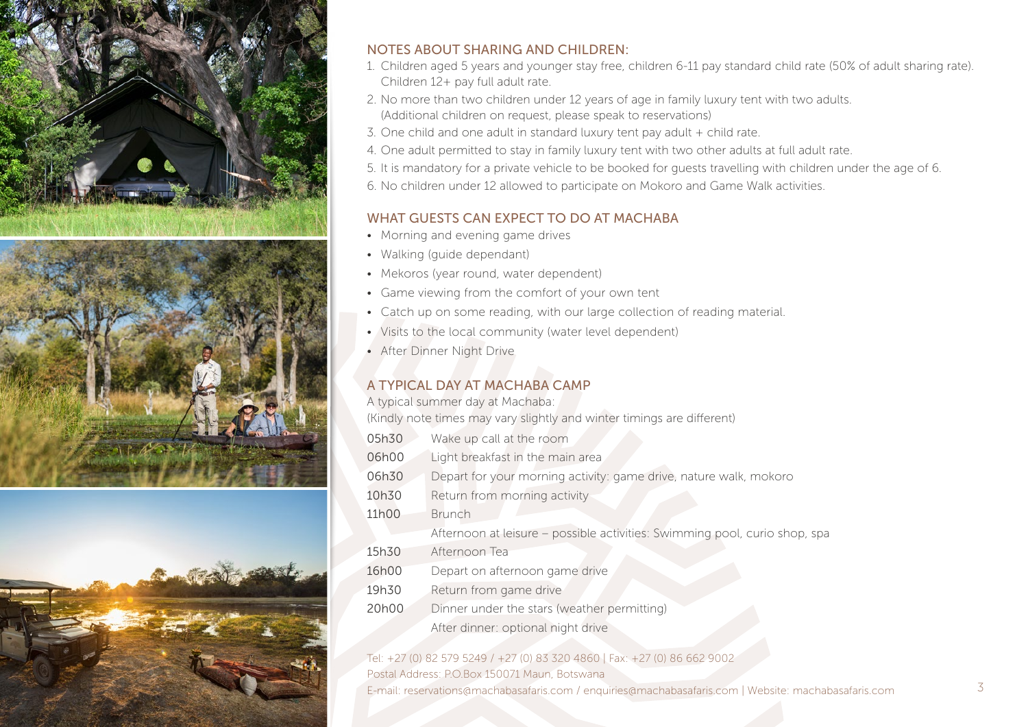## NOTES ABOUT SHARING AND CHILDREN:

1. Children aged 5 years and younger stay free, children 6-11 pay standard child rate (50% of adult sharing rate). Children 12+ pay full adult rate.
2. No more than two children under 12 years of age in family luxury tent with two adults. (Additional children on request, please speak to reservations)
3. One child and one adult in standard luxury tent pay adult + child rate.
4. One adult permitted to stay in family luxury tent with two other adults at full adult rate.
5. It is mandatory for a private vehicle to be booked for guests travelling with children under the age of 6.
6. No children under 12 allowed to participate on Mokoro and Game Walk activities.

## WHAT GUESTS CAN EXPECT TO DO AT MACHABA

- Morning and evening game drives
- Walking (guide dependant)
- Mekoros (year round, water dependent)
- Game viewing from the comfort of your own tent
- Catch up on some reading, with our large collection of reading material.
- Visits to the local community (water level dependent)
- After Dinner Night Drive

## A TYPICAL DAY AT MACHABA CAMP

A typical summer day at Machaba:
(Kindly note times may vary slightly and winter timings are different)

| | |
|---|---|
| 05h30 | Wake up call at the room |
| 06h00 | Light breakfast in the main area |
| 06h30 | Depart for your morning activity: game drive, nature walk, mokoro |
| 10h30 | Return from morning activity |
| 11h00 | Brunch |
| | Afternoon at leisure – possible activities: Swimming pool, curio shop, spa |
| 15h30 | Afternoon Tea |
| 16h00 | Depart on afternoon game drive |
| 19h30 | Return from game drive |
| 20h00 | Dinner under the stars (weather permitting) |
| | After dinner: optional night drive |

Tel: +27 (0) 82 579 5249 / +27 (0) 83 320 4860 | Fax: +27 (0) 86 662 9002
Postal Address: P.O.Box 150071 Maun, Botswana
E-mail: reservations@machabasafaris.com / enquiries@machabasafaris.com | Website: machabasafaris.com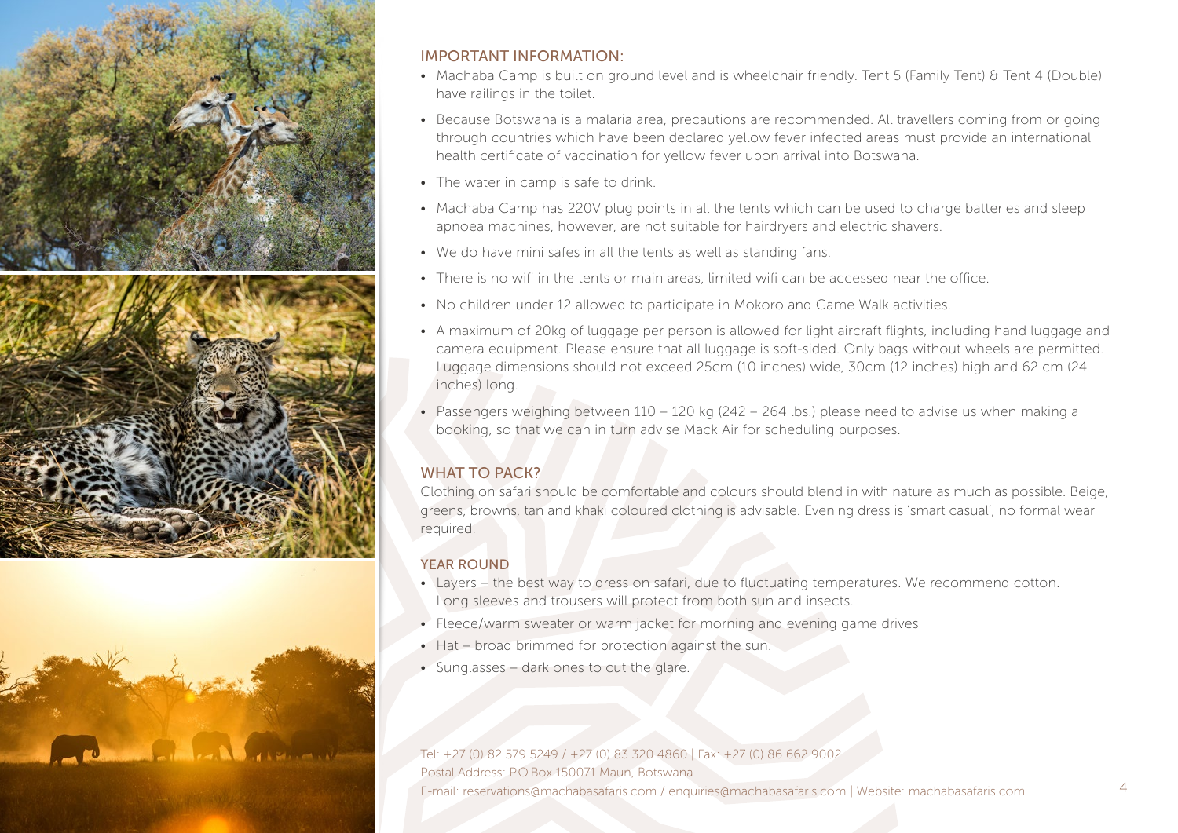## IMPORTANT INFORMATION:

- Machaba Camp is built on ground level and is wheelchair friendly. Tent 5 (Family Tent) & Tent 4 (Double) have railings in the toilet.
- Because Botswana is a malaria area, precautions are recommended. All travellers coming from or going through countries which have been declared yellow fever infected areas must provide an international health certificate of vaccination for yellow fever upon arrival into Botswana.
- The water in camp is safe to drink.
- Machaba Camp has 220V plug points in all the tents which can be used to charge batteries and sleep apnoea machines, however, are not suitable for hairdryers and electric shavers.
- We do have mini safes in all the tents as well as standing fans.
- There is no wifi in the tents or main areas, limited wifi can be accessed near the office.
- No children under 12 allowed to participate in Mokoro and Game Walk activities.
- A maximum of 20kg of luggage per person is allowed for light aircraft flights, including hand luggage and camera equipment. Please ensure that all luggage is soft-sided. Only bags without wheels are permitted. Luggage dimensions should not exceed 25cm (10 inches) wide, 30cm (12 inches) high and 62 cm (24 inches) long.
- Passengers weighing between 110 – 120 kg (242 – 264 lbs.) please need to advise us when making a booking, so that we can in turn advise Mack Air for scheduling purposes.

## WHAT TO PACK?

Clothing on safari should be comfortable and colours should blend in with nature as much as possible. Beige, greens, browns, tan and khaki coloured clothing is advisable. Evening dress is 'smart casual', no formal wear required.

### YEAR ROUND

- Layers – the best way to dress on safari, due to fluctuating temperatures. We recommend cotton. Long sleeves and trousers will protect from both sun and insects.
- Fleece/warm sweater or warm jacket for morning and evening game drives
- Hat – broad brimmed for protection against the sun.
- Sunglasses – dark ones to cut the glare.

Tel: +27 (0) 82 579 5249 / +27 (0) 83 320 4860 | Fax: +27 (0) 86 662 9002
Postal Address: P.O.Box 150071 Maun, Botswana
E-mail: reservations@machabasafaris.com / enquiries@machabasafaris.com | Website: machabasafaris.com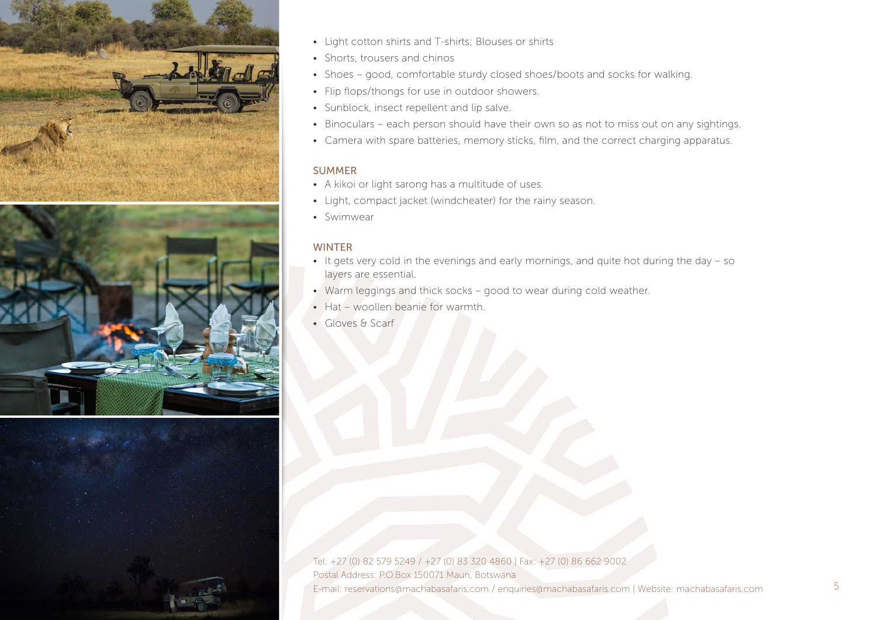- Light cotton shirts and T-shirts; Blouses or shirts
- Shorts, trousers and chinos
- Shoes – good, comfortable sturdy closed shoes/boots and socks for walking.
- Flip flops/thongs for use in outdoor showers.
- Sunblock, insect repellent and lip salve.
- Binoculars – each person should have their own so as not to miss out on any sightings.
- Camera with spare batteries, memory sticks, film, and the correct charging apparatus.

## SUMMER

- A kikoi or light sarong has a multitude of uses.
- Light, compact jacket (windcheater) for the rainy season.
- Swimwear

## WINTER

- It gets very cold in the evenings and early mornings, and quite hot during the day – so layers are essential.
- Warm leggings and thick socks – good to wear during cold weather.
- Hat – woollen beanie for warmth.
- Gloves & Scarf

Tel: +27 (0) 82 579 5249 / +27 (0) 83 320 4860 | Fax: +27 (0) 86 662 9002
Postal Address: P.O.Box 150071 Maun, Botswana
E-mail: reservations@machabasafaris.com / enquiries@machabasafaris.com | Website: machabasafaris.com